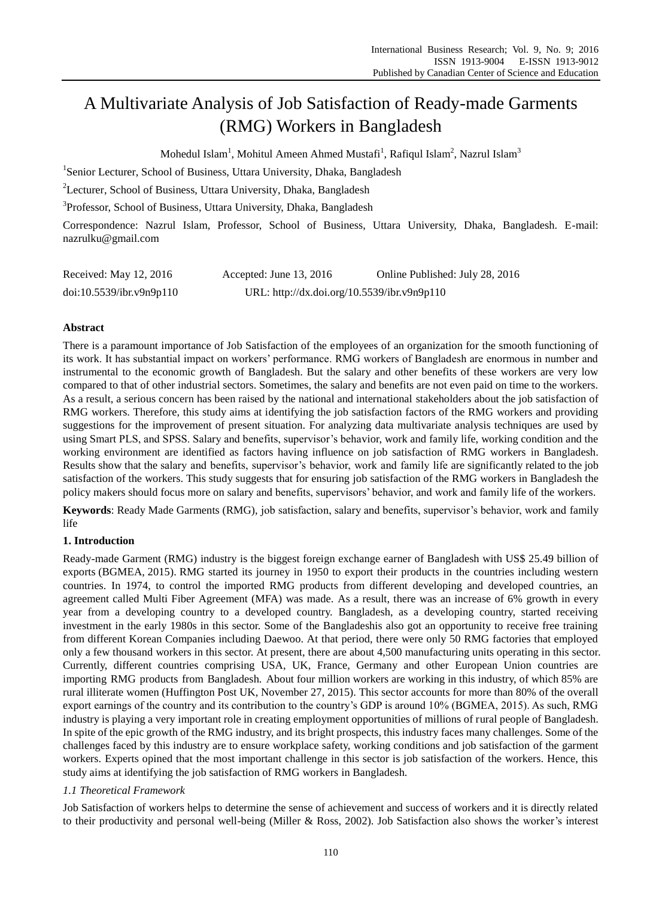# A Multivariate Analysis of Job Satisfaction of Ready-made Garments (RMG) Workers in Bangladesh

Mohedul Islam[1], Mohitul Ameen Ahmed Mustafi[1], Rafiqul Islam[2], Nazrul Islam[3]

[1]Senior Lecturer, School of Business, Uttara University, Dhaka, Bangladesh

[2]Lecturer, School of Business, Uttara University, Dhaka, Bangladesh

[3]Professor, School of Business, Uttara University, Dhaka, Bangladesh

Correspondence: Nazrul Islam, Professor, School of Business, Uttara University, Dhaka, Bangladesh. E-mail: nazrulku@gmail.com

Received: May 12, 2016 Accepted: June 13, 2016 Online Published: July 28, 2016

doi:10.5539/ibr.v9n9p110 URL: http://dx.doi.org/10.5539/ibr.v9n9p110

## Abstract

There is a paramount importance of Job Satisfaction of the employees of an organization for the smooth functioning of its work. It has substantial impact on workers' performance. RMG workers of Bangladesh are enormous in number and instrumental to the economic growth of Bangladesh. But the salary and other benefits of these workers are very low compared to that of other industrial sectors. Sometimes, the salary and benefits are not even paid on time to the workers. As a result, a serious concern has been raised by the national and international stakeholders about the job satisfaction of RMG workers. Therefore, this study aims at identifying the job satisfaction factors of the RMG workers and providing suggestions for the improvement of present situation. For analyzing data multivariate analysis techniques are used by using Smart PLS, and SPSS. Salary and benefits, supervisor's behavior, work and family life, working condition and the working environment are identified as factors having influence on job satisfaction of RMG workers in Bangladesh. Results show that the salary and benefits, supervisor's behavior, work and family life are significantly related to the job satisfaction of the workers. This study suggests that for ensuring job satisfaction of the RMG workers in Bangladesh the policy makers should focus more on salary and benefits, supervisors' behavior, and work and family life of the workers.

**Keywords**: Ready Made Garments (RMG), job satisfaction, salary and benefits, supervisor's behavior, work and family life

## 1. Introduction

Ready-made Garment (RMG) industry is the biggest foreign exchange earner of Bangladesh with US$ 25.49 billion of exports (BGMEA, 2015). RMG started its journey in 1950 to export their products in the countries including western countries. In 1974, to control the imported RMG products from different developing and developed countries, an agreement called Multi Fiber Agreement (MFA) was made. As a result, there was an increase of 6% growth in every year from a developing country to a developed country. Bangladesh, as a developing country, started receiving investment in the early 1980s in this sector. Some of the Bangladeshis also got an opportunity to receive free training from different Korean Companies including Daewoo. At that period, there were only 50 RMG factories that employed only a few thousand workers in this sector. At present, there are about 4,500 manufacturing units operating in this sector. Currently, different countries comprising USA, UK, France, Germany and other European Union countries are importing RMG products from Bangladesh. About four million workers are working in this industry, of which 85% are rural illiterate women (Huffington Post UK, November 27, 2015). This sector accounts for more than 80% of the overall export earnings of the country and its contribution to the country's GDP is around 10% (BGMEA, 2015). As such, RMG industry is playing a very important role in creating employment opportunities of millions of rural people of Bangladesh. In spite of the epic growth of the RMG industry, and its bright prospects, this industry faces many challenges. Some of the challenges faced by this industry are to ensure workplace safety, working conditions and job satisfaction of the garment workers. Experts opined that the most important challenge in this sector is job satisfaction of the workers. Hence, this study aims at identifying the job satisfaction of RMG workers in Bangladesh.

### *1.1 Theoretical Framework*

Job Satisfaction of workers helps to determine the sense of achievement and success of workers and it is directly related to their productivity and personal well-being (Miller & Ross, 2002). Job Satisfaction also shows the worker's interest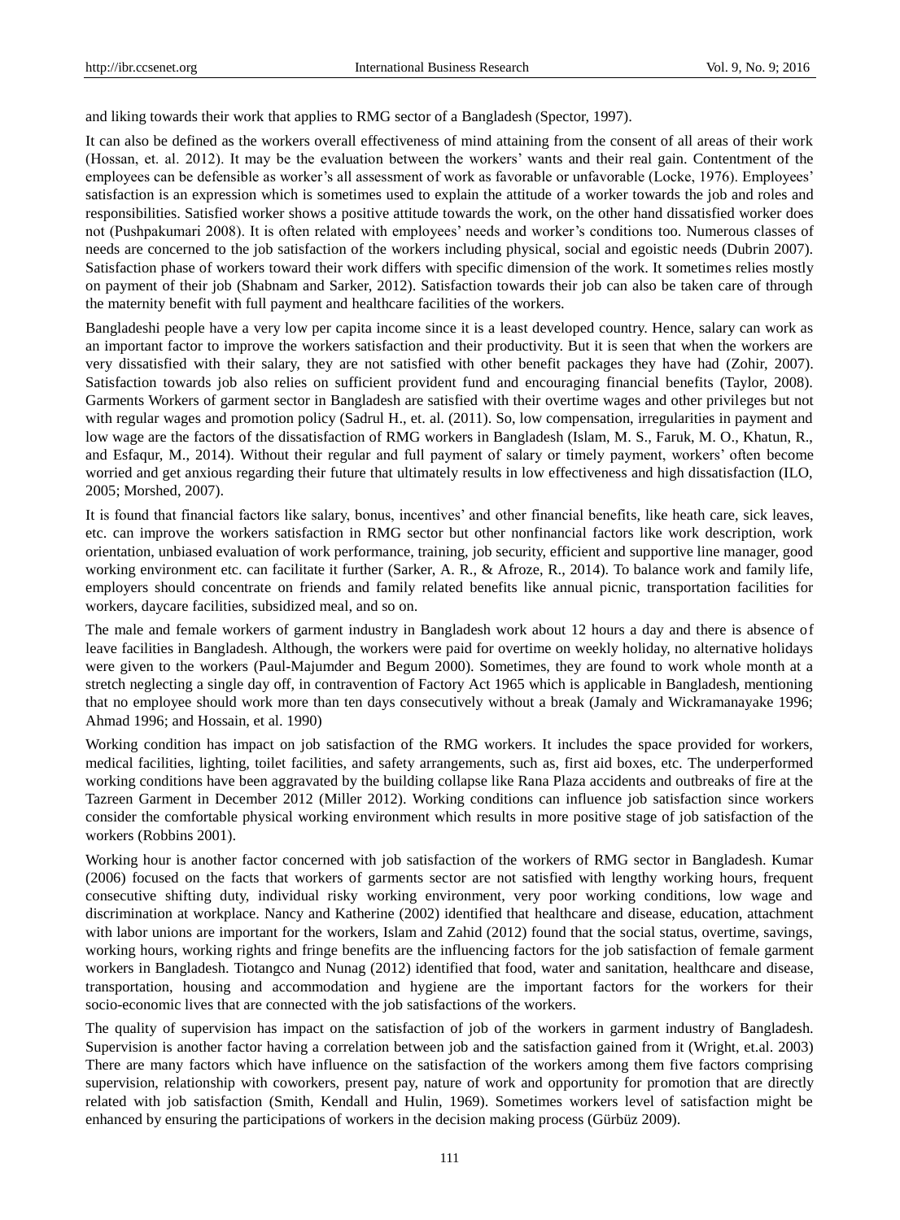and liking towards their work that applies to RMG sector of a Bangladesh (Spector, 1997).

It can also be defined as the workers overall effectiveness of mind attaining from the consent of all areas of their work (Hossan, et. al. 2012). It may be the evaluation between the workers' wants and their real gain. Contentment of the employees can be defensible as worker's all assessment of work as favorable or unfavorable (Locke, 1976). Employees' satisfaction is an expression which is sometimes used to explain the attitude of a worker towards the job and roles and responsibilities. Satisfied worker shows a positive attitude towards the work, on the other hand dissatisfied worker does not (Pushpakumari 2008). It is often related with employees' needs and worker's conditions too. Numerous classes of needs are concerned to the job satisfaction of the workers including physical, social and egoistic needs (Dubrin 2007). Satisfaction phase of workers toward their work differs with specific dimension of the work. It sometimes relies mostly on payment of their job (Shabnam and Sarker, 2012). Satisfaction towards their job can also be taken care of through the maternity benefit with full payment and healthcare facilities of the workers.

Bangladeshi people have a very low per capita income since it is a least developed country. Hence, salary can work as an important factor to improve the workers satisfaction and their productivity. But it is seen that when the workers are very dissatisfied with their salary, they are not satisfied with other benefit packages they have had (Zohir, 2007). Satisfaction towards job also relies on sufficient provident fund and encouraging financial benefits (Taylor, 2008). Garments Workers of garment sector in Bangladesh are satisfied with their overtime wages and other privileges but not with regular wages and promotion policy (Sadrul H., et. al. (2011). So, low compensation, irregularities in payment and low wage are the factors of the dissatisfaction of RMG workers in Bangladesh (Islam, M. S., Faruk, M. O., Khatun, R., and Esfaqur, M., 2014). Without their regular and full payment of salary or timely payment, workers' often become worried and get anxious regarding their future that ultimately results in low effectiveness and high dissatisfaction (ILO, 2005; Morshed, 2007).

It is found that financial factors like salary, bonus, incentives' and other financial benefits, like heath care, sick leaves, etc. can improve the workers satisfaction in RMG sector but other nonfinancial factors like work description, work orientation, unbiased evaluation of work performance, training, job security, efficient and supportive line manager, good working environment etc. can facilitate it further (Sarker, A. R., & Afroze, R., 2014). To balance work and family life, employers should concentrate on friends and family related benefits like annual picnic, transportation facilities for workers, daycare facilities, subsidized meal, and so on.

The male and female workers of garment industry in Bangladesh work about 12 hours a day and there is absence of leave facilities in Bangladesh. Although, the workers were paid for overtime on weekly holiday, no alternative holidays were given to the workers (Paul-Majumder and Begum 2000). Sometimes, they are found to work whole month at a stretch neglecting a single day off, in contravention of Factory Act 1965 which is applicable in Bangladesh, mentioning that no employee should work more than ten days consecutively without a break (Jamaly and Wickramanayake 1996; Ahmad 1996; and Hossain, et al. 1990)

Working condition has impact on job satisfaction of the RMG workers. It includes the space provided for workers, medical facilities, lighting, toilet facilities, and safety arrangements, such as, first aid boxes, etc. The underperformed working conditions have been aggravated by the building collapse like Rana Plaza accidents and outbreaks of fire at the Tazreen Garment in December 2012 (Miller 2012). Working conditions can influence job satisfaction since workers consider the comfortable physical working environment which results in more positive stage of job satisfaction of the workers (Robbins 2001).

Working hour is another factor concerned with job satisfaction of the workers of RMG sector in Bangladesh. Kumar (2006) focused on the facts that workers of garments sector are not satisfied with lengthy working hours, frequent consecutive shifting duty, individual risky working environment, very poor working conditions, low wage and discrimination at workplace. Nancy and Katherine (2002) identified that healthcare and disease, education, attachment with labor unions are important for the workers, Islam and Zahid (2012) found that the social status, overtime, savings, working hours, working rights and fringe benefits are the influencing factors for the job satisfaction of female garment workers in Bangladesh. Tiotangco and Nunag (2012) identified that food, water and sanitation, healthcare and disease, transportation, housing and accommodation and hygiene are the important factors for the workers for their socio-economic lives that are connected with the job satisfactions of the workers.

The quality of supervision has impact on the satisfaction of job of the workers in garment industry of Bangladesh. Supervision is another factor having a correlation between job and the satisfaction gained from it (Wright, et.al. 2003) There are many factors which have influence on the satisfaction of the workers among them five factors comprising supervision, relationship with coworkers, present pay, nature of work and opportunity for promotion that are directly related with job satisfaction (Smith, Kendall and Hulin, 1969). Sometimes workers level of satisfaction might be enhanced by ensuring the participations of workers in the decision making process (Gürbüz 2009).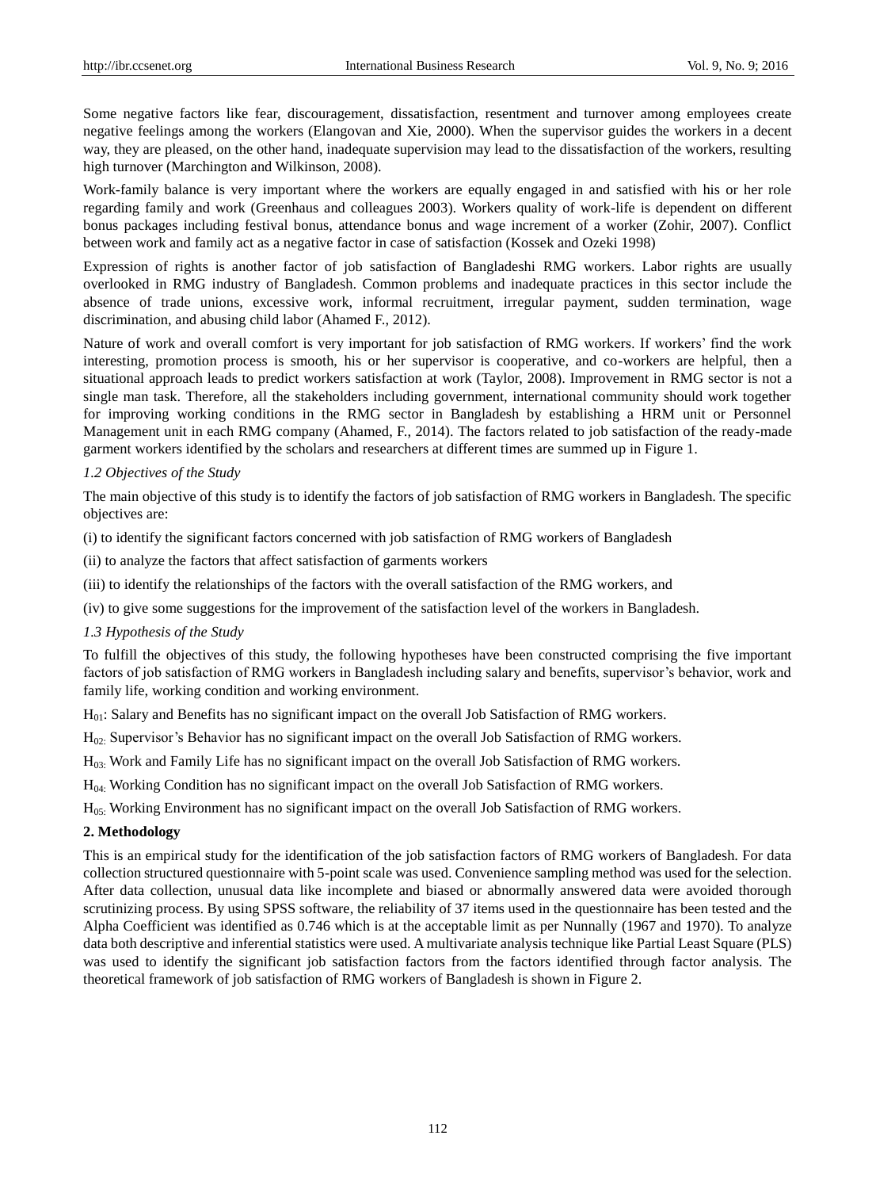Some negative factors like fear, discouragement, dissatisfaction, resentment and turnover among employees create negative feelings among the workers (Elangovan and Xie, 2000). When the supervisor guides the workers in a decent way, they are pleased, on the other hand, inadequate supervision may lead to the dissatisfaction of the workers, resulting high turnover (Marchington and Wilkinson, 2008).

Work-family balance is very important where the workers are equally engaged in and satisfied with his or her role regarding family and work (Greenhaus and colleagues 2003). Workers quality of work-life is dependent on different bonus packages including festival bonus, attendance bonus and wage increment of a worker (Zohir, 2007). Conflict between work and family act as a negative factor in case of satisfaction (Kossek and Ozeki 1998)

Expression of rights is another factor of job satisfaction of Bangladeshi RMG workers. Labor rights are usually overlooked in RMG industry of Bangladesh. Common problems and inadequate practices in this sector include the absence of trade unions, excessive work, informal recruitment, irregular payment, sudden termination, wage discrimination, and abusing child labor (Ahamed F., 2012).

Nature of work and overall comfort is very important for job satisfaction of RMG workers. If workers' find the work interesting, promotion process is smooth, his or her supervisor is cooperative, and co-workers are helpful, then a situational approach leads to predict workers satisfaction at work (Taylor, 2008). Improvement in RMG sector is not a single man task. Therefore, all the stakeholders including government, international community should work together for improving working conditions in the RMG sector in Bangladesh by establishing a HRM unit or Personnel Management unit in each RMG company (Ahamed, F., 2014). The factors related to job satisfaction of the ready-made garment workers identified by the scholars and researchers at different times are summed up in Figure 1.

### *1.2 Objectives of the Study*

The main objective of this study is to identify the factors of job satisfaction of RMG workers in Bangladesh. The specific objectives are:

(i) to identify the significant factors concerned with job satisfaction of RMG workers of Bangladesh

(ii) to analyze the factors that affect satisfaction of garments workers

(iii) to identify the relationships of the factors with the overall satisfaction of the RMG workers, and

(iv) to give some suggestions for the improvement of the satisfaction level of the workers in Bangladesh.

### *1.3 Hypothesis of the Study*

To fulfill the objectives of this study, the following hypotheses have been constructed comprising the five important factors of job satisfaction of RMG workers in Bangladesh including salary and benefits, supervisor's behavior, work and family life, working condition and working environment.

$H_{01}$: Salary and Benefits has no significant impact on the overall Job Satisfaction of RMG workers.

$H_{02}$: Supervisor's Behavior has no significant impact on the overall Job Satisfaction of RMG workers.

$H_{03}$: Work and Family Life has no significant impact on the overall Job Satisfaction of RMG workers.

$H_{04}$: Working Condition has no significant impact on the overall Job Satisfaction of RMG workers.

$H_{05}$: Working Environment has no significant impact on the overall Job Satisfaction of RMG workers.

## 2. Methodology

This is an empirical study for the identification of the job satisfaction factors of RMG workers of Bangladesh. For data collection structured questionnaire with 5-point scale was used. Convenience sampling method was used for the selection. After data collection, unusual data like incomplete and biased or abnormally answered data were avoided thorough scrutinizing process. By using SPSS software, the reliability of 37 items used in the questionnaire has been tested and the Alpha Coefficient was identified as 0.746 which is at the acceptable limit as per Nunnally (1967 and 1970). To analyze data both descriptive and inferential statistics were used. A multivariate analysis technique like Partial Least Square (PLS) was used to identify the significant job satisfaction factors from the factors identified through factor analysis. The theoretical framework of job satisfaction of RMG workers of Bangladesh is shown in Figure 2.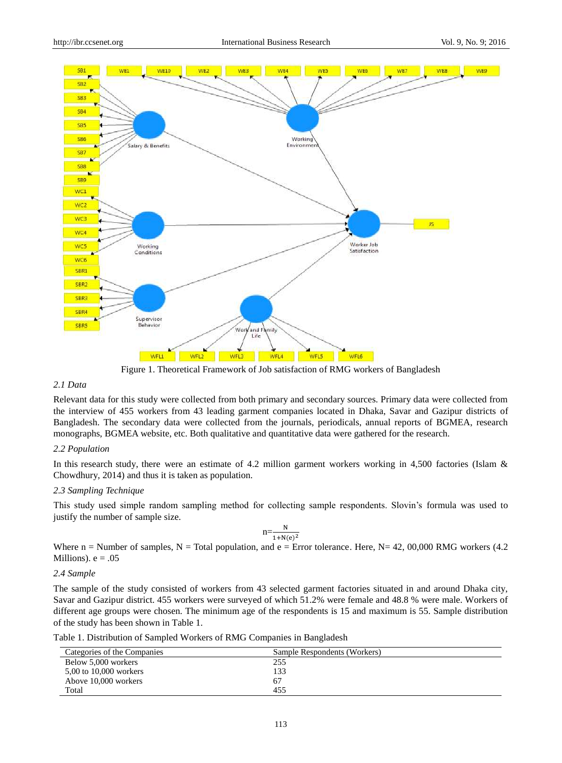Figure 1. Theoretical Framework of Job satisfaction of RMG workers of Bangladesh

### *2.1 Data*

Relevant data for this study were collected from both primary and secondary sources. Primary data were collected from the interview of 455 workers from 43 leading garment companies located in Dhaka, Savar and Gazipur districts of Bangladesh. The secondary data were collected from the journals, periodicals, annual reports of BGMEA, research monographs, BGMEA website, etc. Both qualitative and quantitative data were gathered for the research.

### *2.2 Population*

In this research study, there were an estimate of 4.2 million garment workers working in 4,500 factories (Islam & Chowdhury, 2014) and thus it is taken as population.

### *2.3 Sampling Technique*

This study used simple random sampling method for collecting sample respondents. Slovin's formula was used to justify the number of sample size.

$$n=\frac{N}{1+N(e)^2}$$

Where n = Number of samples, N = Total population, and e = Error tolerance. Here, N= 42, 00,000 RMG workers (4.2 Millions). e = .05

### *2.4 Sample*

The sample of the study consisted of workers from 43 selected garment factories situated in and around Dhaka city, Savar and Gazipur district. 455 workers were surveyed of which 51.2% were female and 48.8 % were male. Workers of different age groups were chosen. The minimum age of the respondents is 15 and maximum is 55. Sample distribution of the study has been shown in Table 1.

Table 1. Distribution of Sampled Workers of RMG Companies in Bangladesh

| Categories of the Companies | Sample Respondents (Workers) |
|---|---|
| Below 5,000 workers | 255 |
| 5,00 to 10,000 workers | 133 |
| Above 10,000 workers | 67 |
| Total | 455 |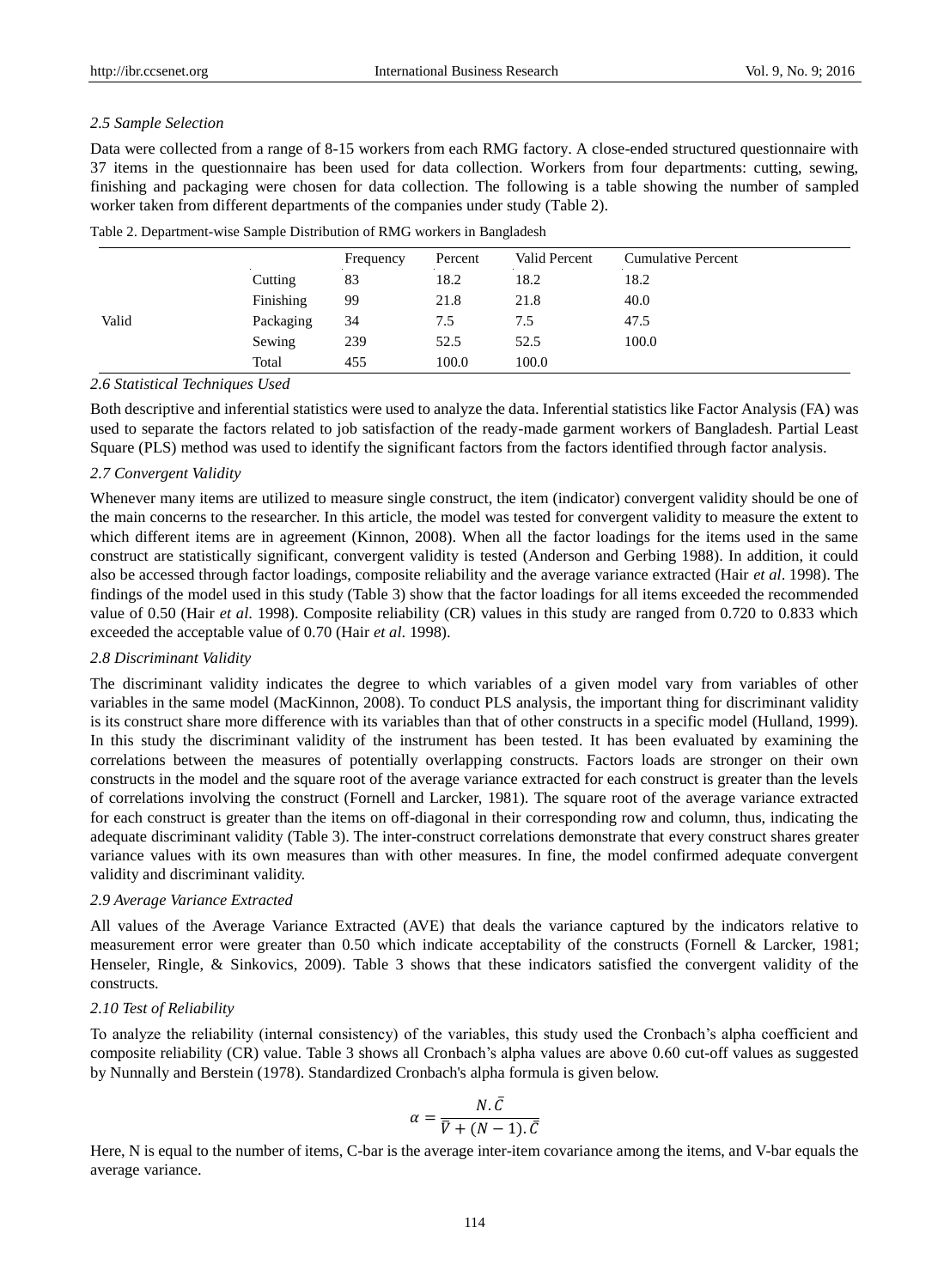### 2.5 Sample Selection

Data were collected from a range of 8-15 workers from each RMG factory. A close-ended structured questionnaire with 37 items in the questionnaire has been used for data collection. Workers from four departments: cutting, sewing, finishing and packaging were chosen for data collection. The following is a table showing the number of sampled worker taken from different departments of the companies under study (Table 2).

Table 2. Department-wise Sample Distribution of RMG workers in Bangladesh

| | | Frequency | Percent | Valid Percent | Cumulative Percent |
|---|---|---|---|---|---|
| Valid | Cutting | 83 | 18.2 | 18.2 | 18.2 |
| | Finishing | 99 | 21.8 | 21.8 | 40.0 |
| | Packaging | 34 | 7.5 | 7.5 | 47.5 |
| | Sewing | 239 | 52.5 | 52.5 | 100.0 |
| | Total | 455 | 100.0 | 100.0 | |

### 2.6 Statistical Techniques Used

Both descriptive and inferential statistics were used to analyze the data. Inferential statistics like Factor Analysis (FA) was used to separate the factors related to job satisfaction of the ready-made garment workers of Bangladesh. Partial Least Square (PLS) method was used to identify the significant factors from the factors identified through factor analysis.

### 2.7 Convergent Validity

Whenever many items are utilized to measure single construct, the item (indicator) convergent validity should be one of the main concerns to the researcher. In this article, the model was tested for convergent validity to measure the extent to which different items are in agreement (Kinnon, 2008). When all the factor loadings for the items used in the same construct are statistically significant, convergent validity is tested (Anderson and Gerbing 1988). In addition, it could also be accessed through factor loadings, composite reliability and the average variance extracted (Hair *et al*. 1998). The findings of the model used in this study (Table 3) show that the factor loadings for all items exceeded the recommended value of 0.50 (Hair *et al*. 1998). Composite reliability (CR) values in this study are ranged from 0.720 to 0.833 which exceeded the acceptable value of 0.70 (Hair *et al*. 1998).

### 2.8 Discriminant Validity

The discriminant validity indicates the degree to which variables of a given model vary from variables of other variables in the same model (MacKinnon, 2008). To conduct PLS analysis, the important thing for discriminant validity is its construct share more difference with its variables than that of other constructs in a specific model (Hulland, 1999). In this study the discriminant validity of the instrument has been tested. It has been evaluated by examining the correlations between the measures of potentially overlapping constructs. Factors loads are stronger on their own constructs in the model and the square root of the average variance extracted for each construct is greater than the levels of correlations involving the construct (Fornell and Larcker, 1981). The square root of the average variance extracted for each construct is greater than the items on off-diagonal in their corresponding row and column, thus, indicating the adequate discriminant validity (Table 3). The inter-construct correlations demonstrate that every construct shares greater variance values with its own measures than with other measures. In fine, the model confirmed adequate convergent validity and discriminant validity.

### 2.9 Average Variance Extracted

All values of the Average Variance Extracted (AVE) that deals the variance captured by the indicators relative to measurement error were greater than 0.50 which indicate acceptability of the constructs (Fornell & Larcker, 1981; Henseler, Ringle, & Sinkovics, 2009). Table 3 shows that these indicators satisfied the convergent validity of the constructs.

### 2.10 Test of Reliability

To analyze the reliability (internal consistency) of the variables, this study used the Cronbach's alpha coefficient and composite reliability (CR) value. Table 3 shows all Cronbach's alpha values are above 0.60 cut-off values as suggested by Nunnally and Berstein (1978). Standardized Cronbach's alpha formula is given below.

$$\alpha = \frac{N.\bar{C}}{\bar{V} + (N-1).\bar{C}}$$

Here, N is equal to the number of items, C-bar is the average inter-item covariance among the items, and V-bar equals the average variance.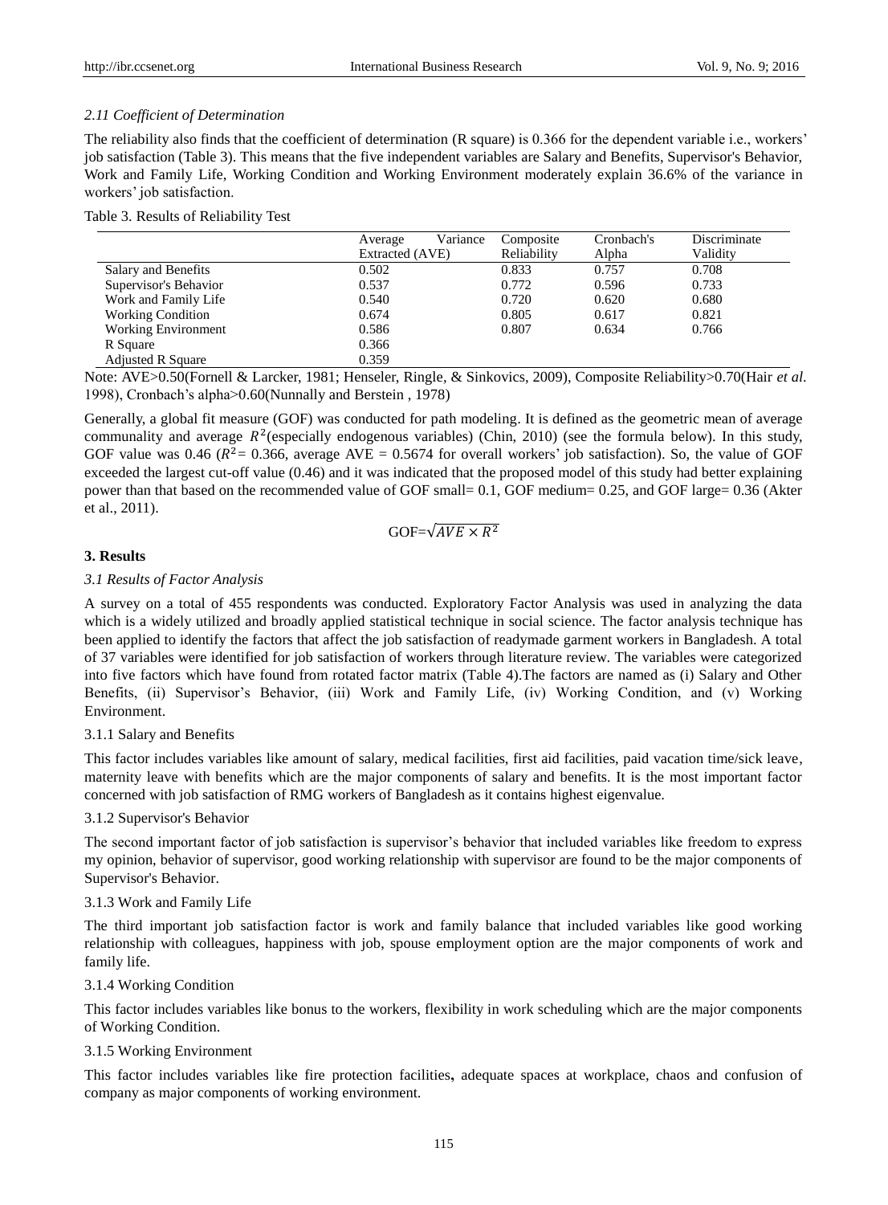### *2.11 Coefficient of Determination*

The reliability also finds that the coefficient of determination (R square) is 0.366 for the dependent variable i.e., workers' job satisfaction (Table 3). This means that the five independent variables are Salary and Benefits, Supervisor's Behavior, Work and Family Life, Working Condition and Working Environment moderately explain 36.6% of the variance in workers' job satisfaction.

Table 3. Results of Reliability Test

| | Average Variance Extracted (AVE) | Composite Reliability | Cronbach's Alpha | Discriminate Validity |
|---|---|---|---|---|
| Salary and Benefits | 0.502 | 0.833 | 0.757 | 0.708 |
| Supervisor's Behavior | 0.537 | 0.772 | 0.596 | 0.733 |
| Work and Family Life | 0.540 | 0.720 | 0.620 | 0.680 |
| Working Condition | 0.674 | 0.805 | 0.617 | 0.821 |
| Working Environment | 0.586 | 0.807 | 0.634 | 0.766 |
| R Square | 0.366 | | | |
| Adjusted R Square | 0.359 | | | |

Note: AVE>0.50(Fornell & Larcker, 1981; Henseler, Ringle, & Sinkovics, 2009), Composite Reliability>0.70(Hair *et al*. 1998), Cronbach's alpha>0.60(Nunnally and Berstein , 1978)

Generally, a global fit measure (GOF) was conducted for path modeling. It is defined as the geometric mean of average communality and average $R^2$(especially endogenous variables) (Chin, 2010) (see the formula below). In this study, GOF value was 0.46 ($R^2$= 0.366, average AVE = 0.5674 for overall workers' job satisfaction). So, the value of GOF exceeded the largest cut-off value (0.46) and it was indicated that the proposed model of this study had better explaining power than that based on the recommended value of GOF small= 0.1, GOF medium= 0.25, and GOF large= 0.36 (Akter et al., 2011).

$$GOF=\sqrt{AVE \times R^2}$$

## 3. Results

### *3.1 Results of Factor Analysis*

A survey on a total of 455 respondents was conducted. Exploratory Factor Analysis was used in analyzing the data which is a widely utilized and broadly applied statistical technique in social science. The factor analysis technique has been applied to identify the factors that affect the job satisfaction of readymade garment workers in Bangladesh. A total of 37 variables were identified for job satisfaction of workers through literature review. The variables were categorized into five factors which have found from rotated factor matrix (Table 4).The factors are named as (i) Salary and Other Benefits, (ii) Supervisor's Behavior, (iii) Work and Family Life, (iv) Working Condition, and (v) Working Environment.

#### 3.1.1 Salary and Benefits

This factor includes variables like amount of salary, medical facilities, first aid facilities, paid vacation time/sick leave, maternity leave with benefits which are the major components of salary and benefits. It is the most important factor concerned with job satisfaction of RMG workers of Bangladesh as it contains highest eigenvalue.

#### 3.1.2 Supervisor's Behavior

The second important factor of job satisfaction is supervisor's behavior that included variables like freedom to express my opinion, behavior of supervisor, good working relationship with supervisor are found to be the major components of Supervisor's Behavior.

#### 3.1.3 Work and Family Life

The third important job satisfaction factor is work and family balance that included variables like good working relationship with colleagues, happiness with job, spouse employment option are the major components of work and family life.

#### 3.1.4 Working Condition

This factor includes variables like bonus to the workers, flexibility in work scheduling which are the major components of Working Condition.

#### 3.1.5 Working Environment

This factor includes variables like fire protection facilities**,** adequate spaces at workplace, chaos and confusion of company as major components of working environment.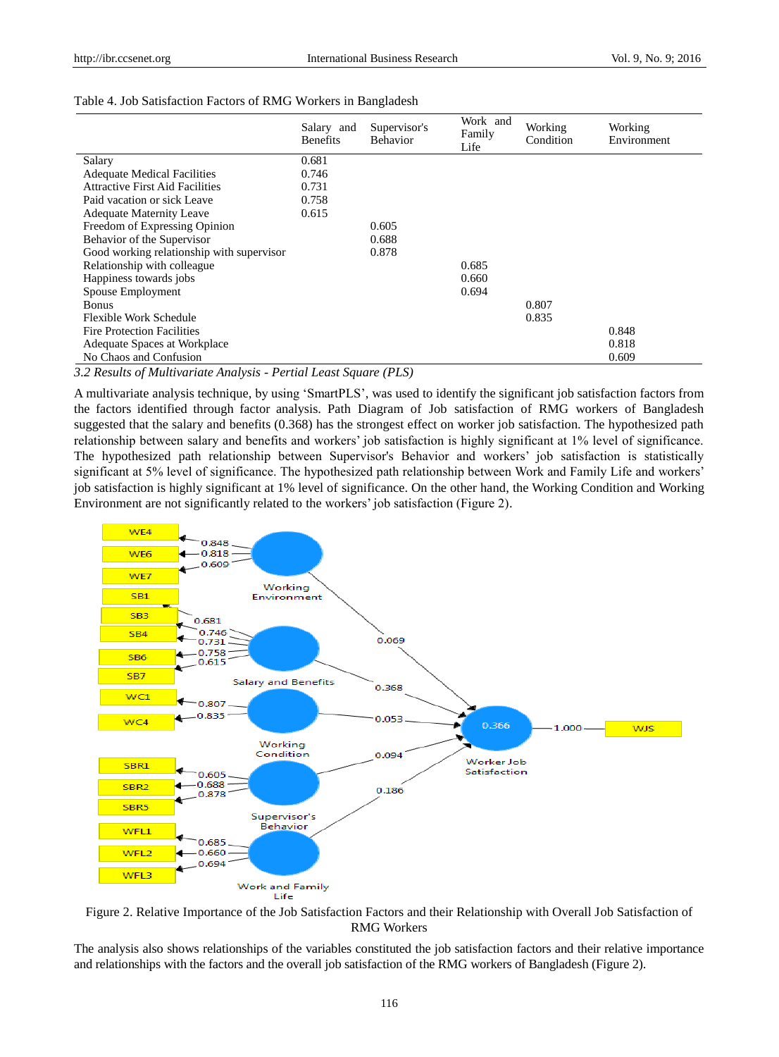Table 4. Job Satisfaction Factors of RMG Workers in Bangladesh

| | Salary and Benefits | Supervisor's Behavior | Work and Family Life | Working Condition | Working Environment |
|---|---|---|---|---|---|
| Salary | 0.681 | | | | |
| Adequate Medical Facilities | 0.746 | | | | |
| Attractive First Aid Facilities | 0.731 | | | | |
| Paid vacation or sick Leave | 0.758 | | | | |
| Adequate Maternity Leave | 0.615 | | | | |
| Freedom of Expressing Opinion | | 0.605 | | | |
| Behavior of the Supervisor | | 0.688 | | | |
| Good working relationship with supervisor | | 0.878 | | | |
| Relationship with colleague | | | 0.685 | | |
| Happiness towards jobs | | | 0.660 | | |
| Spouse Employment | | | 0.694 | | |
| Bonus | | | | 0.807 | |
| Flexible Work Schedule | | | | 0.835 | |
| Fire Protection Facilities | | | | | 0.848 |
| Adequate Spaces at Workplace | | | | | 0.818 |
| No Chaos and Confusion | | | | | 0.609 |

### *3.2 Results of Multivariate Analysis - Pertial Least Square (PLS)*

A multivariate analysis technique, by using 'SmartPLS', was used to identify the significant job satisfaction factors from the factors identified through factor analysis. Path Diagram of Job satisfaction of RMG workers of Bangladesh suggested that the salary and benefits (0.368) has the strongest effect on worker job satisfaction. The hypothesized path relationship between salary and benefits and workers' job satisfaction is highly significant at 1% level of significance. The hypothesized path relationship between Supervisor's Behavior and workers' job satisfaction is statistically significant at 5% level of significance. The hypothesized path relationship between Work and Family Life and workers' job satisfaction is highly significant at 1% level of significance. On the other hand, the Working Condition and Working Environment are not significantly related to the workers' job satisfaction (Figure 2).

Figure 2. Relative Importance of the Job Satisfaction Factors and their Relationship with Overall Job Satisfaction of RMG Workers

The analysis also shows relationships of the variables constituted the job satisfaction factors and their relative importance and relationships with the factors and the overall job satisfaction of the RMG workers of Bangladesh (Figure 2).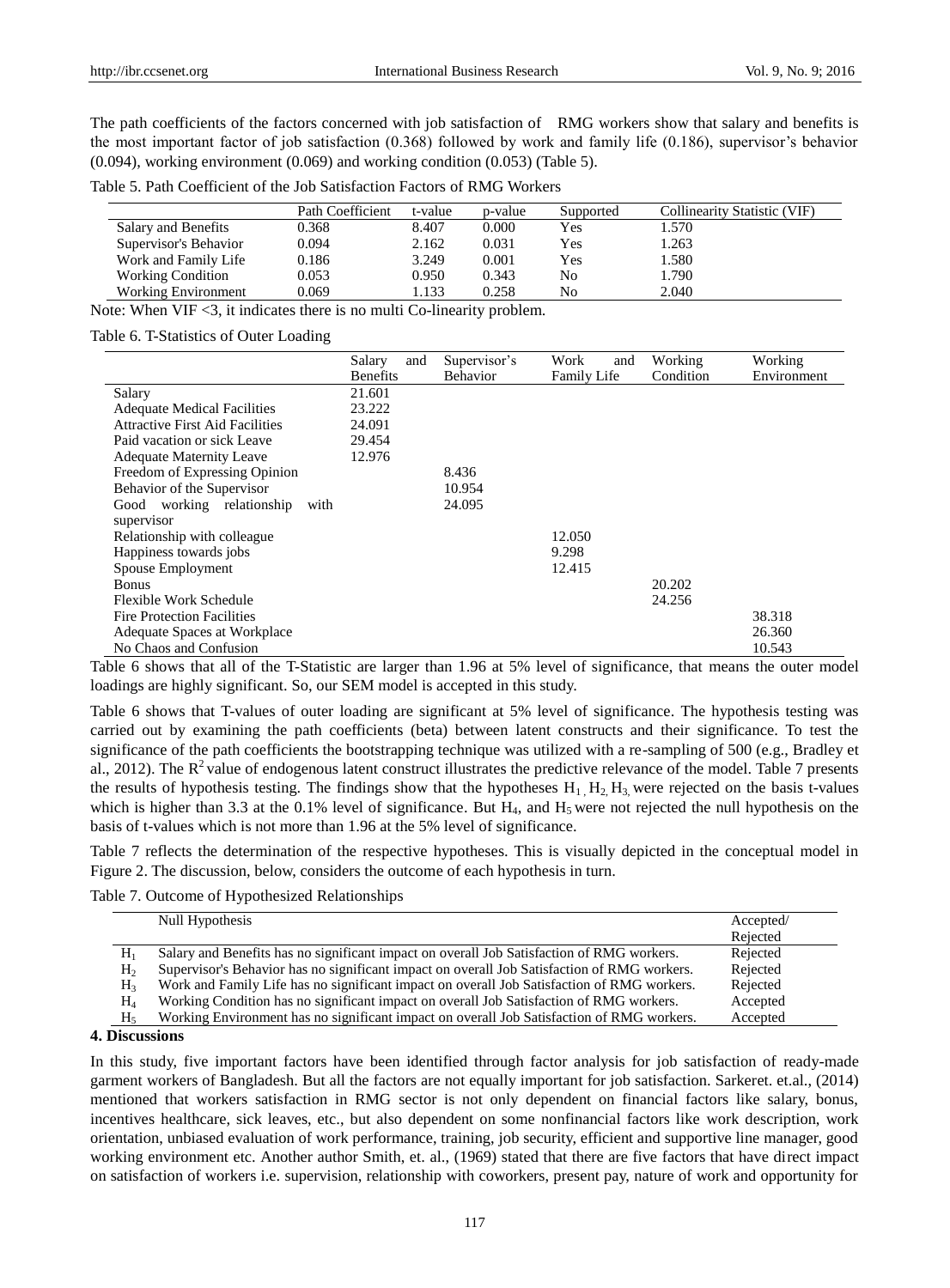The path coefficients of the factors concerned with job satisfaction of RMG workers show that salary and benefits is the most important factor of job satisfaction (0.368) followed by work and family life (0.186), supervisor's behavior (0.094), working environment (0.069) and working condition (0.053) (Table 5).

Table 5. Path Coefficient of the Job Satisfaction Factors of RMG Workers

| | Path Coefficient | t-value | p-value | Supported | Collinearity Statistic (VIF) |
|---|---|---|---|---|---|
| Salary and Benefits | 0.368 | 8.407 | 0.000 | Yes | 1.570 |
| Supervisor's Behavior | 0.094 | 2.162 | 0.031 | Yes | 1.263 |
| Work and Family Life | 0.186 | 3.249 | 0.001 | Yes | 1.580 |
| Working Condition | 0.053 | 0.950 | 0.343 | No | 1.790 |
| Working Environment | 0.069 | 1.133 | 0.258 | No | 2.040 |

Note: When VIF <3, it indicates there is no multi Co-linearity problem.

Table 6. T-Statistics of Outer Loading

| | Salary and Benefits | Supervisor's Behavior | Work and Family Life | Working Condition | Working Environment |
|---|---|---|---|---|---|
| Salary | 21.601 | | | | |
| Adequate Medical Facilities | 23.222 | | | | |
| Attractive First Aid Facilities | 24.091 | | | | |
| Paid vacation or sick Leave | 29.454 | | | | |
| Adequate Maternity Leave | 12.976 | | | | |
| Freedom of Expressing Opinion | | 8.436 | | | |
| Behavior of the Supervisor | | 10.954 | | | |
| Good working relationship with supervisor | | 24.095 | | | |
| Relationship with colleague | | | 12.050 | | |
| Happiness towards jobs | | | 9.298 | | |
| Spouse Employment | | | 12.415 | | |
| Bonus | | | | 20.202 | |
| Flexible Work Schedule | | | | 24.256 | |
| Fire Protection Facilities | | | | | 38.318 |
| Adequate Spaces at Workplace | | | | | 26.360 |
| No Chaos and Confusion | | | | | 10.543 |

Table 6 shows that all of the T-Statistic are larger than 1.96 at 5% level of significance, that means the outer model loadings are highly significant. So, our SEM model is accepted in this study.

Table 6 shows that T-values of outer loading are significant at 5% level of significance. The hypothesis testing was carried out by examining the path coefficients (beta) between latent constructs and their significance. To test the significance of the path coefficients the bootstrapping technique was utilized with a re-sampling of 500 (e.g., Bradley et al., 2012). The $R^2$ value of endogenous latent construct illustrates the predictive relevance of the model. Table 7 presents the results of hypothesis testing. The findings show that the hypotheses $H_1$, $H_2$, $H_3$, were rejected on the basis t-values which is higher than 3.3 at the 0.1% level of significance. But $H_4$, and $H_5$ were not rejected the null hypothesis on the basis of t-values which is not more than 1.96 at the 5% level of significance.

Table 7 reflects the determination of the respective hypotheses. This is visually depicted in the conceptual model in Figure 2. The discussion, below, considers the outcome of each hypothesis in turn.

Table 7. Outcome of Hypothesized Relationships

| | Null Hypothesis | Accepted/ Rejected |
|---|---|---|
| $H_1$ | Salary and Benefits has no significant impact on overall Job Satisfaction of RMG workers. | Rejected |
| $H_2$ | Supervisor's Behavior has no significant impact on overall Job Satisfaction of RMG workers. | Rejected |
| $H_3$ | Work and Family Life has no significant impact on overall Job Satisfaction of RMG workers. | Rejected |
| $H_4$ | Working Condition has no significant impact on overall Job Satisfaction of RMG workers. | Accepted |
| $H_5$ | Working Environment has no significant impact on overall Job Satisfaction of RMG workers. | Accepted |

## 4. Discussions

In this study, five important factors have been identified through factor analysis for job satisfaction of ready-made garment workers of Bangladesh. But all the factors are not equally important for job satisfaction. Sarkeret. et.al., (2014) mentioned that workers satisfaction in RMG sector is not only dependent on financial factors like salary, bonus, incentives healthcare, sick leaves, etc., but also dependent on some nonfinancial factors like work description, work orientation, unbiased evaluation of work performance, training, job security, efficient and supportive line manager, good working environment etc. Another author Smith, et. al., (1969) stated that there are five factors that have direct impact on satisfaction of workers i.e. supervision, relationship with coworkers, present pay, nature of work and opportunity for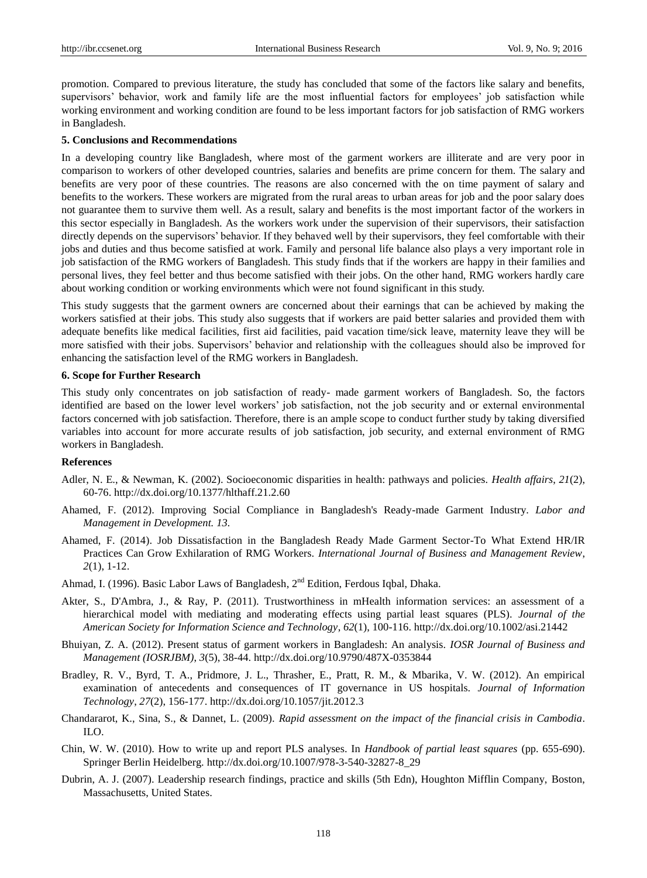promotion. Compared to previous literature, the study has concluded that some of the factors like salary and benefits, supervisors' behavior, work and family life are the most influential factors for employees' job satisfaction while working environment and working condition are found to be less important factors for job satisfaction of RMG workers in Bangladesh.

### 5. Conclusions and Recommendations

In a developing country like Bangladesh, where most of the garment workers are illiterate and are very poor in comparison to workers of other developed countries, salaries and benefits are prime concern for them. The salary and benefits are very poor of these countries. The reasons are also concerned with the on time payment of salary and benefits to the workers. These workers are migrated from the rural areas to urban areas for job and the poor salary does not guarantee them to survive them well. As a result, salary and benefits is the most important factor of the workers in this sector especially in Bangladesh. As the workers work under the supervision of their supervisors, their satisfaction directly depends on the supervisors' behavior. If they behaved well by their supervisors, they feel comfortable with their jobs and duties and thus become satisfied at work. Family and personal life balance also plays a very important role in job satisfaction of the RMG workers of Bangladesh. This study finds that if the workers are happy in their families and personal lives, they feel better and thus become satisfied with their jobs. On the other hand, RMG workers hardly care about working condition or working environments which were not found significant in this study.

This study suggests that the garment owners are concerned about their earnings that can be achieved by making the workers satisfied at their jobs. This study also suggests that if workers are paid better salaries and provided them with adequate benefits like medical facilities, first aid facilities, paid vacation time/sick leave, maternity leave they will be more satisfied with their jobs. Supervisors' behavior and relationship with the colleagues should also be improved for enhancing the satisfaction level of the RMG workers in Bangladesh.

### 6. Scope for Further Research

This study only concentrates on job satisfaction of ready- made garment workers of Bangladesh. So, the factors identified are based on the lower level workers' job satisfaction, not the job security and or external environmental factors concerned with job satisfaction. Therefore, there is an ample scope to conduct further study by taking diversified variables into account for more accurate results of job satisfaction, job security, and external environment of RMG workers in Bangladesh.

### References

Adler, N. E., & Newman, K. (2002). Socioeconomic disparities in health: pathways and policies. *Health affairs*, *21*(2), 60-76. http://dx.doi.org/10.1377/hlthaff.21.2.60

Ahamed, F. (2012). Improving Social Compliance in Bangladesh's Ready-made Garment Industry. *Labor and Management in Development. 13.*

Ahamed, F. (2014). Job Dissatisfaction in the Bangladesh Ready Made Garment Sector-To What Extend HR/IR Practices Can Grow Exhilaration of RMG Workers. *International Journal of Business and Management Review*, *2*(1), 1-12.

Ahmad, I. (1996). Basic Labor Laws of Bangladesh, 2nd Edition, Ferdous Iqbal, Dhaka.

Akter, S., D'Ambra, J., & Ray, P. (2011). Trustworthiness in mHealth information services: an assessment of a hierarchical model with mediating and moderating effects using partial least squares (PLS). *Journal of the American Society for Information Science and Technology*, *62*(1), 100-116. http://dx.doi.org/10.1002/asi.21442

Bhuiyan, Z. A. (2012). Present status of garment workers in Bangladesh: An analysis. *IOSR Journal of Business and Management (IOSRJBM)*, *3*(5), 38-44. http://dx.doi.org/10.9790/487X-0353844

Bradley, R. V., Byrd, T. A., Pridmore, J. L., Thrasher, E., Pratt, R. M., & Mbarika, V. W. (2012). An empirical examination of antecedents and consequences of IT governance in US hospitals. *Journal of Information Technology*, *27*(2), 156-177. http://dx.doi.org/10.1057/jit.2012.3

Chandararot, K., Sina, S., & Dannet, L. (2009). *Rapid assessment on the impact of the financial crisis in Cambodia*. ILO.

Chin, W. W. (2010). How to write up and report PLS analyses. In *Handbook of partial least squares* (pp. 655-690). Springer Berlin Heidelberg. http://dx.doi.org/10.1007/978-3-540-32827-8_29

Dubrin, A. J. (2007). Leadership research findings, practice and skills (5th Edn), Houghton Mifflin Company, Boston, Massachusetts, United States.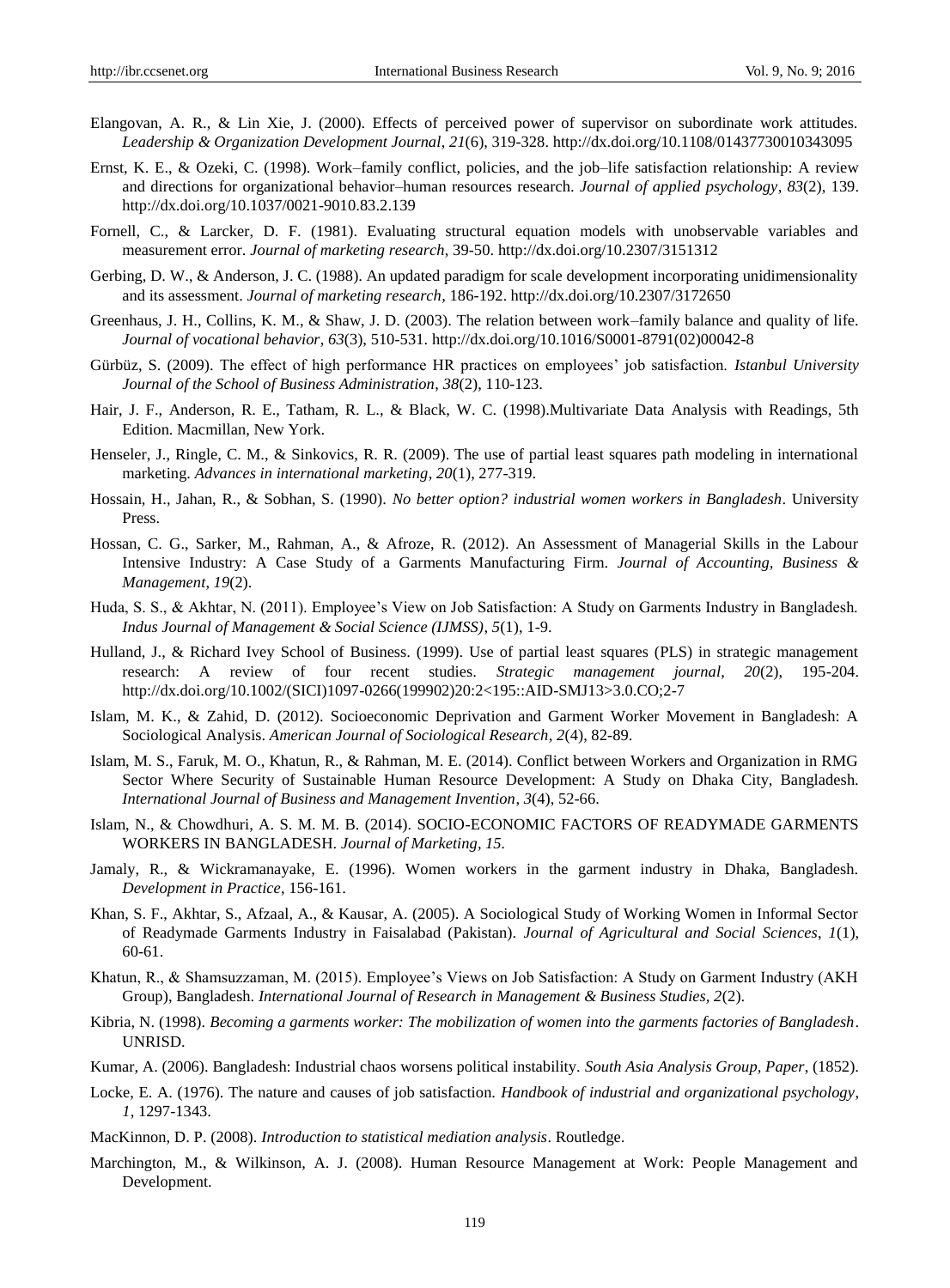Elangovan, A. R., & Lin Xie, J. (2000). Effects of perceived power of supervisor on subordinate work attitudes. *Leadership & Organization Development Journal, 21*(6), 319-328. http://dx.doi.org/10.1108/01437730010343095

Ernst, K. E., & Ozeki, C. (1998). Work–family conflict, policies, and the job–life satisfaction relationship: A review and directions for organizational behavior–human resources research. *Journal of applied psychology*, *83*(2), 139. http://dx.doi.org/10.1037/0021-9010.83.2.139

Fornell, C., & Larcker, D. F. (1981). Evaluating structural equation models with unobservable variables and measurement error. *Journal of marketing research*, 39-50. http://dx.doi.org/10.2307/3151312

Gerbing, D. W., & Anderson, J. C. (1988). An updated paradigm for scale development incorporating unidimensionality and its assessment. *Journal of marketing research*, 186-192. http://dx.doi.org/10.2307/3172650

Greenhaus, J. H., Collins, K. M., & Shaw, J. D. (2003). The relation between work–family balance and quality of life. *Journal of vocational behavior*, *63*(3), 510-531. http://dx.doi.org/10.1016/S0001-8791(02)00042-8

Gürbüz, S. (2009). The effect of high performance HR practices on employees' job satisfaction. *Istanbul University Journal of the School of Business Administration*, *38*(2), 110-123.

Hair, J. F., Anderson, R. E., Tatham, R. L., & Black, W. C. (1998).Multivariate Data Analysis with Readings, 5th Edition. Macmillan, New York.

Henseler, J., Ringle, C. M., & Sinkovics, R. R. (2009). The use of partial least squares path modeling in international marketing. *Advances in international marketing*, *20*(1), 277-319.

Hossain, H., Jahan, R., & Sobhan, S. (1990). *No better option? industrial women workers in Bangladesh*. University Press.

Hossan, C. G., Sarker, M., Rahman, A., & Afroze, R. (2012). An Assessment of Managerial Skills in the Labour Intensive Industry: A Case Study of a Garments Manufacturing Firm. *Journal of Accounting, Business & Management*, *19*(2).

Huda, S. S., & Akhtar, N. (2011). Employee's View on Job Satisfaction: A Study on Garments Industry in Bangladesh. *Indus Journal of Management & Social Science (IJMSS), 5*(1), 1-9.

Hulland, J., & Richard Ivey School of Business. (1999). Use of partial least squares (PLS) in strategic management research: A review of four recent studies. *Strategic management journal*, *20*(2), 195-204. http://dx.doi.org/10.1002/(SICI)1097-0266(199902)20:2<195::AID-SMJ13>3.0.CO;2-7

Islam, M. K., & Zahid, D. (2012). Socioeconomic Deprivation and Garment Worker Movement in Bangladesh: A Sociological Analysis. *American Journal of Sociological Research*, *2*(4), 82-89.

Islam, M. S., Faruk, M. O., Khatun, R., & Rahman, M. E. (2014). Conflict between Workers and Organization in RMG Sector Where Security of Sustainable Human Resource Development: A Study on Dhaka City, Bangladesh. *International Journal of Business and Management Invention*, *3*(4), 52-66.

Islam, N., & Chowdhuri, A. S. M. M. B. (2014). SOCIO-ECONOMIC FACTORS OF READYMADE GARMENTS WORKERS IN BANGLADESH. *Journal of Marketing, 15*.

Jamaly, R., & Wickramanayake, E. (1996). Women workers in the garment industry in Dhaka, Bangladesh. *Development in Practice*, 156-161.

Khan, S. F., Akhtar, S., Afzaal, A., & Kausar, A. (2005). A Sociological Study of Working Women in Informal Sector of Readymade Garments Industry in Faisalabad (Pakistan). *Journal of Agricultural and Social Sciences*, *1*(1), 60-61.

Khatun, R., & Shamsuzzaman, M. (2015). Employee's Views on Job Satisfaction: A Study on Garment Industry (AKH Group), Bangladesh. *International Journal of Research in Management & Business Studies, 2*(2).

Kibria, N. (1998). *Becoming a garments worker: The mobilization of women into the garments factories of Bangladesh*. UNRISD.

Kumar, A. (2006). Bangladesh: Industrial chaos worsens political instability. *South Asia Analysis Group, Paper*, (1852).

Locke, E. A. (1976). The nature and causes of job satisfaction. *Handbook of industrial and organizational psychology*, *1*, 1297-1343.

MacKinnon, D. P. (2008). *Introduction to statistical mediation analysis*. Routledge.

Marchington, M., & Wilkinson, A. J. (2008). Human Resource Management at Work: People Management and Development.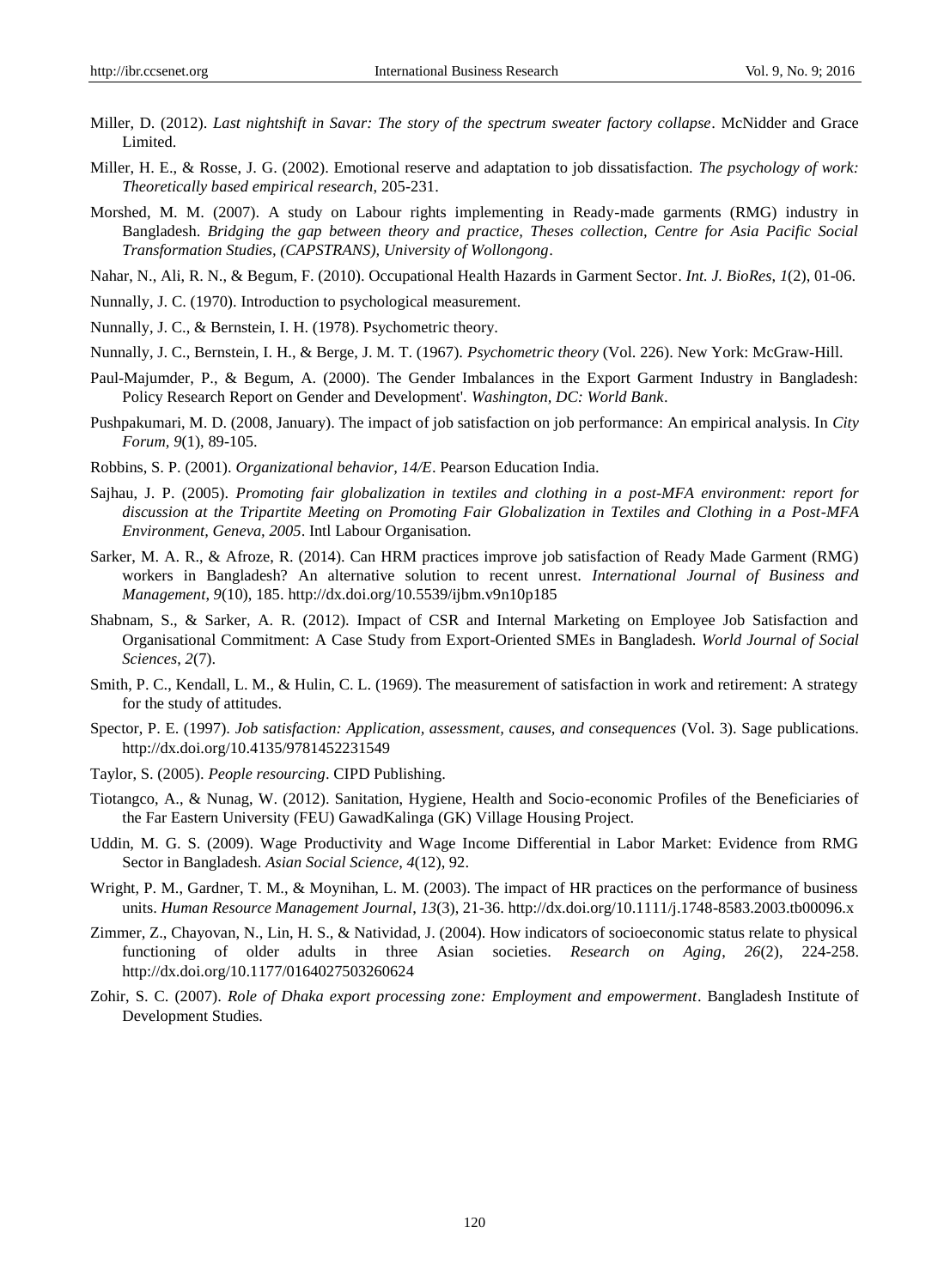Miller, D. (2012). *Last nightshift in Savar: The story of the spectrum sweater factory collapse*. McNidder and Grace Limited.

Miller, H. E., & Rosse, J. G. (2002). Emotional reserve and adaptation to job dissatisfaction. *The psychology of work: Theoretically based empirical research*, 205-231.

Morshed, M. M. (2007). A study on Labour rights implementing in Ready-made garments (RMG) industry in Bangladesh. *Bridging the gap between theory and practice, Theses collection, Centre for Asia Pacific Social Transformation Studies, (CAPSTRANS), University of Wollongong*.

Nahar, N., Ali, R. N., & Begum, F. (2010). Occupational Health Hazards in Garment Sector. *Int. J. BioRes*, *1*(2), 01-06.

Nunnally, J. C. (1970). Introduction to psychological measurement.

Nunnally, J. C., & Bernstein, I. H. (1978). Psychometric theory.

Nunnally, J. C., Bernstein, I. H., & Berge, J. M. T. (1967). *Psychometric theory* (Vol. 226). New York: McGraw-Hill.

Paul-Majumder, P., & Begum, A. (2000). The Gender Imbalances in the Export Garment Industry in Bangladesh: Policy Research Report on Gender and Development'. *Washington, DC: World Bank*.

Pushpakumari, M. D. (2008, January). The impact of job satisfaction on job performance: An empirical analysis. In *City Forum*, *9*(1), 89-105.

Robbins, S. P. (2001). *Organizational behavior, 14/E*. Pearson Education India.

Sajhau, J. P. (2005). *Promoting fair globalization in textiles and clothing in a post-MFA environment: report for discussion at the Tripartite Meeting on Promoting Fair Globalization in Textiles and Clothing in a Post-MFA Environment, Geneva, 2005*. Intl Labour Organisation.

Sarker, M. A. R., & Afroze, R. (2014). Can HRM practices improve job satisfaction of Ready Made Garment (RMG) workers in Bangladesh? An alternative solution to recent unrest. *International Journal of Business and Management*, *9*(10), 185. http://dx.doi.org/10.5539/ijbm.v9n10p185

Shabnam, S., & Sarker, A. R. (2012). Impact of CSR and Internal Marketing on Employee Job Satisfaction and Organisational Commitment: A Case Study from Export-Oriented SMEs in Bangladesh. *World Journal of Social Sciences*, *2*(7).

Smith, P. C., Kendall, L. M., & Hulin, C. L. (1969). The measurement of satisfaction in work and retirement: A strategy for the study of attitudes.

Spector, P. E. (1997). *Job satisfaction: Application, assessment, causes, and consequences* (Vol. 3). Sage publications. http://dx.doi.org/10.4135/9781452231549

Taylor, S. (2005). *People resourcing*. CIPD Publishing.

Tiotangco, A., & Nunag, W. (2012). Sanitation, Hygiene, Health and Socio-economic Profiles of the Beneficiaries of the Far Eastern University (FEU) GawadKalinga (GK) Village Housing Project.

Uddin, M. G. S. (2009). Wage Productivity and Wage Income Differential in Labor Market: Evidence from RMG Sector in Bangladesh. *Asian Social Science*, *4*(12), 92.

Wright, P. M., Gardner, T. M., & Moynihan, L. M. (2003). The impact of HR practices on the performance of business units. *Human Resource Management Journal*, *13*(3), 21-36. http://dx.doi.org/10.1111/j.1748-8583.2003.tb00096.x

Zimmer, Z., Chayovan, N., Lin, H. S., & Natividad, J. (2004). How indicators of socioeconomic status relate to physical functioning of older adults in three Asian societies. *Research on Aging*, *26*(2), 224-258. http://dx.doi.org/10.1177/0164027503260624

Zohir, S. C. (2007). *Role of Dhaka export processing zone: Employment and empowerment*. Bangladesh Institute of Development Studies.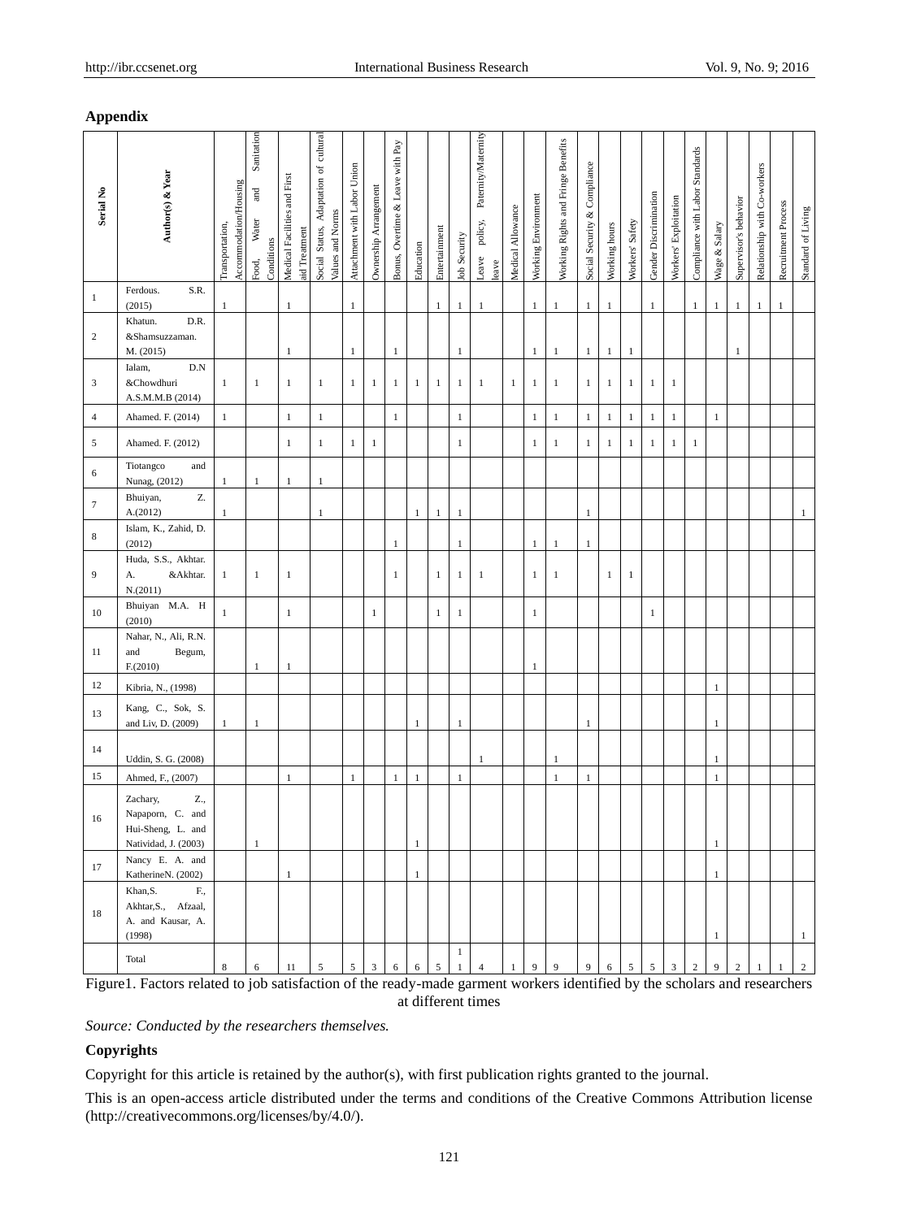## Appendix

| Serial No | Author(s) & Year | Transportation, Accommodation/Housing | Food, Water and Sanitation Conditions | Medical Facilities and First aid Treatment | Social Status, Adaptation of cultural Values and Norms | Attachment with Labor Union | Ownership Arrangement | Bonus, Overtime & Leave with Pay | Education | Entertainment | Job Security | Leave policy, Paternity/Maternity leave | Medical Allowance | Working Environment | Working Rights and Fringe Benefits | Social Security & Compliance | Working hours | Workers' Safety | Gender Discrimination | Workers' Exploitation | Compliance with Labor Standards | Wage & Salary | Supervisor's behavior | Relationship with Co-workers | Recruitment Process | Standard of Living |
|---|---|---|---|---|---|---|---|---|---|---|---|---|---|---|---|---|---|---|---|---|---|---|---|---|---|---|
| 1 | Ferdous. S.R. (2015) | 1 | | 1 | | 1 | | | | 1 | 1 | 1 | | 1 | 1 | 1 | 1 | | 1 | | 1 | 1 | 1 | 1 | 1 | |
| 2 | Khatun. D.R. &Shamsuzzaman. M. (2015) | | | 1 | | 1 | | 1 | | | 1 | | | 1 | 1 | 1 | 1 | 1 | | | | | 1 | | | |
| 3 | Ialam, D.N &Chowdhuri A.S.M.M.B (2014) | 1 | 1 | 1 | 1 | 1 | 1 | 1 | 1 | 1 | 1 | 1 | 1 | 1 | 1 | 1 | 1 | 1 | 1 | 1 | | | | | | |
| 4 | Ahamed. F. (2014) | 1 | | 1 | 1 | | | 1 | | | 1 | | | 1 | 1 | 1 | 1 | 1 | 1 | 1 | | 1 | | | | |
| 5 | Ahamed. F. (2012) | | | 1 | 1 | 1 | 1 | | | | 1 | | | 1 | 1 | 1 | 1 | 1 | 1 | 1 | 1 | | | | | |
| 6 | Tiotangco and Nunag, (2012) | 1 | 1 | 1 | 1 | | | | | | | | | | | | | | | | | | | | | |
| 7 | Bhuiyan, Z. A.(2012) | 1 | | | 1 | | | | 1 | 1 | 1 | | | | | 1 | | | | | | | | | | 1 |
| 8 | Islam, K., Zahid, D. (2012) | | | | | | | 1 | | | 1 | | | 1 | 1 | 1 | | | | | | | | | | |
| 9 | Huda, S.S., Akhtar. A. &Akhtar. N.(2011) | 1 | 1 | 1 | | | | 1 | | 1 | 1 | 1 | | 1 | 1 | | 1 | 1 | | | | | | | | |
| 10 | Bhuiyan M.A. H (2010) | 1 | | 1 | | | 1 | | | 1 | 1 | | | 1 | | | | | 1 | | | | | | | |
| 11 | Nahar, N., Ali, R.N. and Begum, F.(2010) | | 1 | 1 | | | | | | | | | | 1 | | | | | | | | | | | | |
| 12 | Kibria, N., (1998) | | | | | | | | | | | | | | | | | | | | | 1 | | | | |
| 13 | Kang, C., Sok, S. and Liv, D. (2009) | 1 | 1 | | | | | | 1 | | 1 | | | | | 1 | | | | | | 1 | | | | |
| 14 | Uddin, S. G. (2008) | | | | | | | | | | | 1 | | | 1 | | | | | | | 1 | | | | |
| 15 | Ahmed, F., (2007) | | | 1 | | 1 | | 1 | 1 | | 1 | | | | 1 | 1 | | | | | | 1 | | | | |
| 16 | Zachary, Z., Napaporn, C. and Hui-Sheng, L. and Natividad, J. (2003) | | 1 | | | | | | 1 | | | | | | | | | | | | | 1 | | | | |
| 17 | Nancy E. A. and KatherineN. (2002) | | | 1 | | | | | 1 | | | | | | | | | | | | | 1 | | | | |
| 18 | Khan,S. F., Akhtar,S., Afzaal, A. and Kausar, A. (1998) | | | | | | | | | | | | | | | | | | | | | 1 | | | | 1 |
| | Total | 8 | 6 | 11 | 5 | 5 | 3 | 6 | 6 | 5 | 11 | 4 | 1 | 9 | 9 | 9 | 6 | 5 | 5 | 3 | 2 | 9 | 2 | 1 | 1 | 2 |

Figure1. Factors related to job satisfaction of the ready-made garment workers identified by the scholars and researchers at different times

*Source: Conducted by the researchers themselves.*

## Copyrights

Copyright for this article is retained by the author(s), with first publication rights granted to the journal.

This is an open-access article distributed under the terms and conditions of the Creative Commons Attribution license (http://creativecommons.org/licenses/by/4.0/).